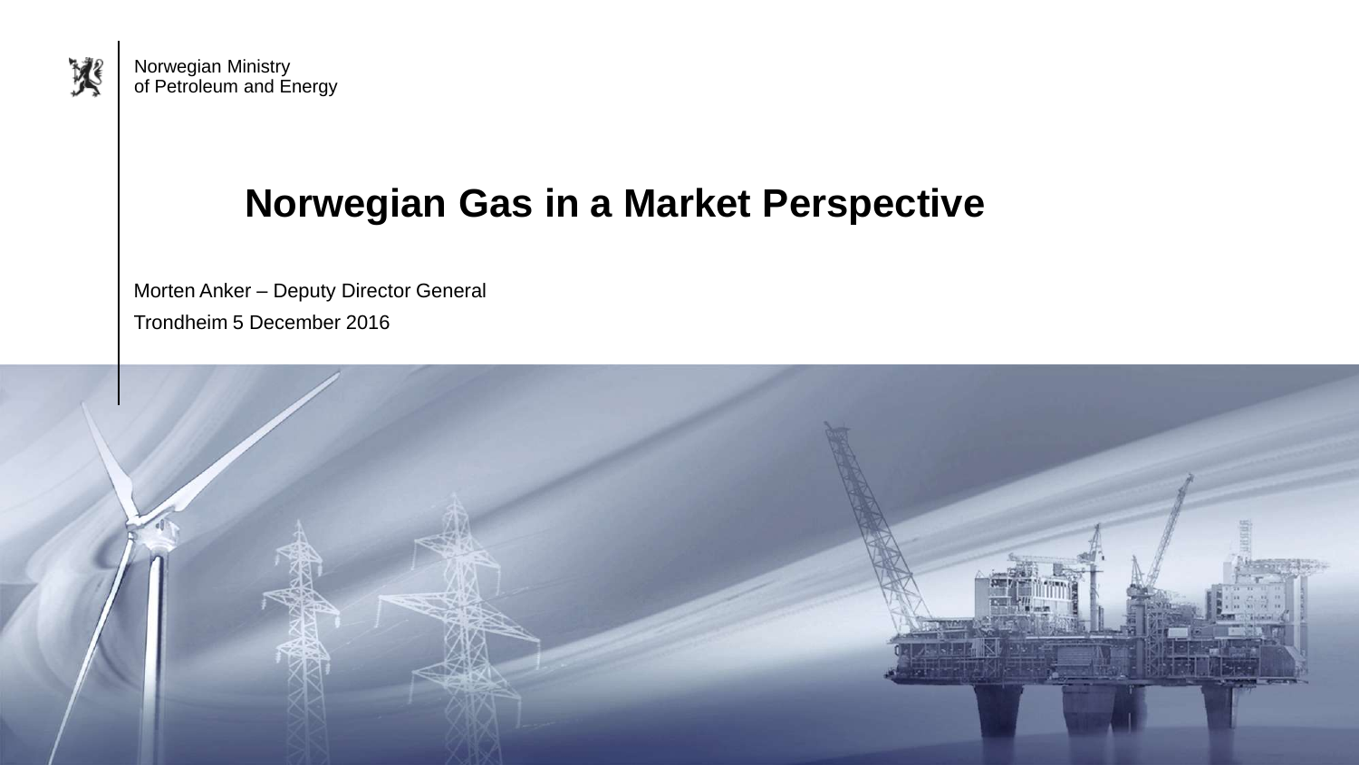Norwegian Ministry
of Petroleum and Energy

# Norwegian Gas in a Market Perspective

Morten Anker – Deputy Director General

Trondheim 5 December 2016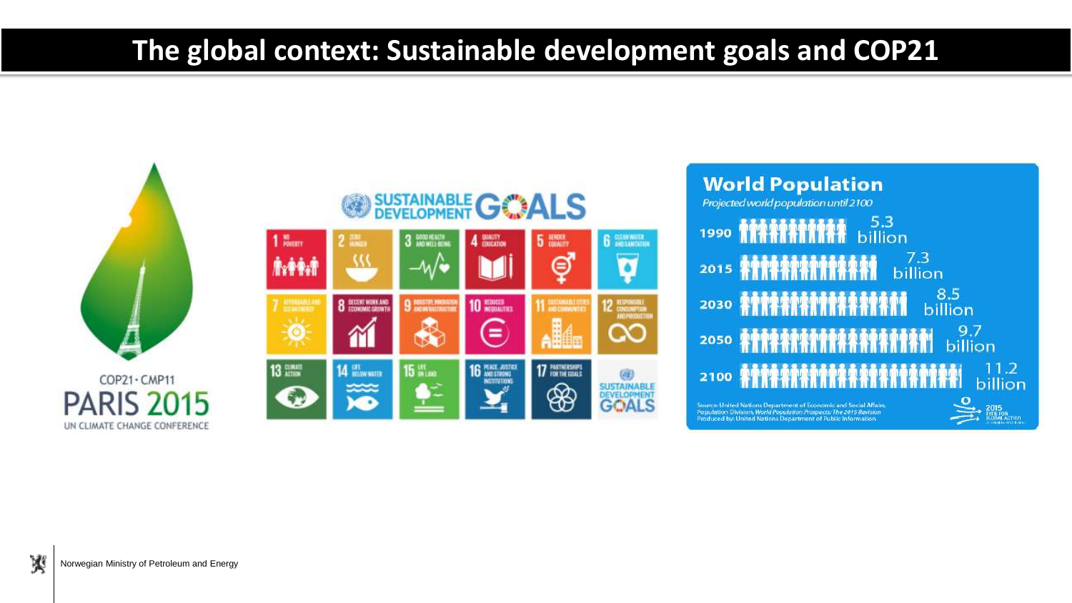# The global context: Sustainable development goals and COP21

COP21 · CMP11
PARIS 2015
UN CLIMATE CHANGE CONFERENCE

SUSTAINABLE DEVELOPMENT GOALS

1. NO POVERTY
2. ZERO HUNGER
3. GOOD HEALTH AND WELL-BEING
4. QUALITY EDUCATION
5. GENDER EQUALITY
6. CLEAN WATER AND SANITATION
7. AFFORDABLE AND CLEAN ENERGY
8. DECENT WORK AND ECONOMIC GROWTH
9. INDUSTRY, INNOVATION AND INFRASTRUCTURE
10. REDUCED INEQUALITIES
11. SUSTAINABLE CITIES AND COMMUNITIES
12. RESPONSIBLE CONSUMPTION AND PRODUCTION
13. CLIMATE ACTION
14. LIFE BELOW WATER
15. LIFE ON LAND
16. PEACE, JUSTICE AND STRONG INSTITUTIONS
17. PARTNERSHIPS FOR THE GOALS

## World Population

*Projected world population until 2100*

| Year | Population |
|---|---|
| 1990 | 5.3 billion |
| 2015 | 7.3 billion |
| 2030 | 8.5 billion |
| 2050 | 9.7 billion |
| 2100 | 11.2 billion |

Source: United Nations Department of Economic and Social Affairs, Population Division, *World Population Prospects: The 2015 Revision*
Produced by: United Nations Department of Public Information

Norwegian Ministry of Petroleum and Energy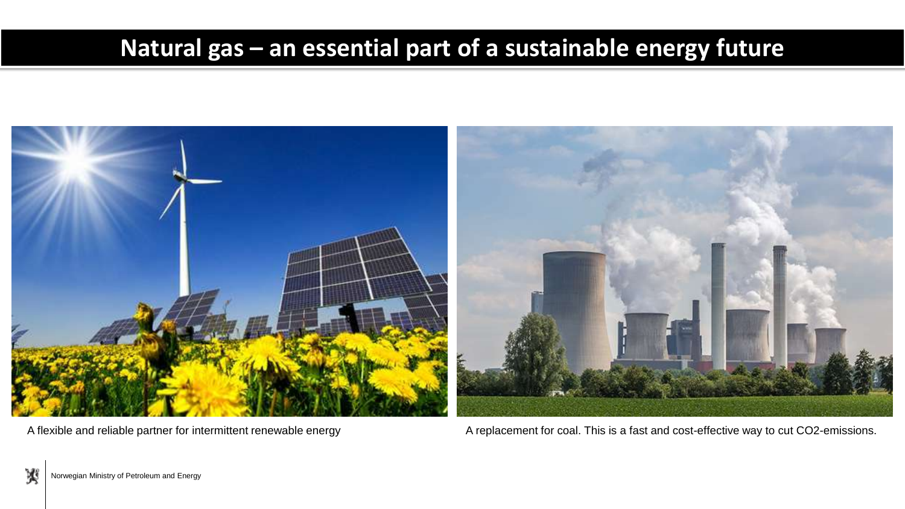# Natural gas – an essential part of a sustainable energy future

A flexible and reliable partner for intermittent renewable energy

A replacement for coal. This is a fast and cost-effective way to cut CO2-emissions.

Norwegian Ministry of Petroleum and Energy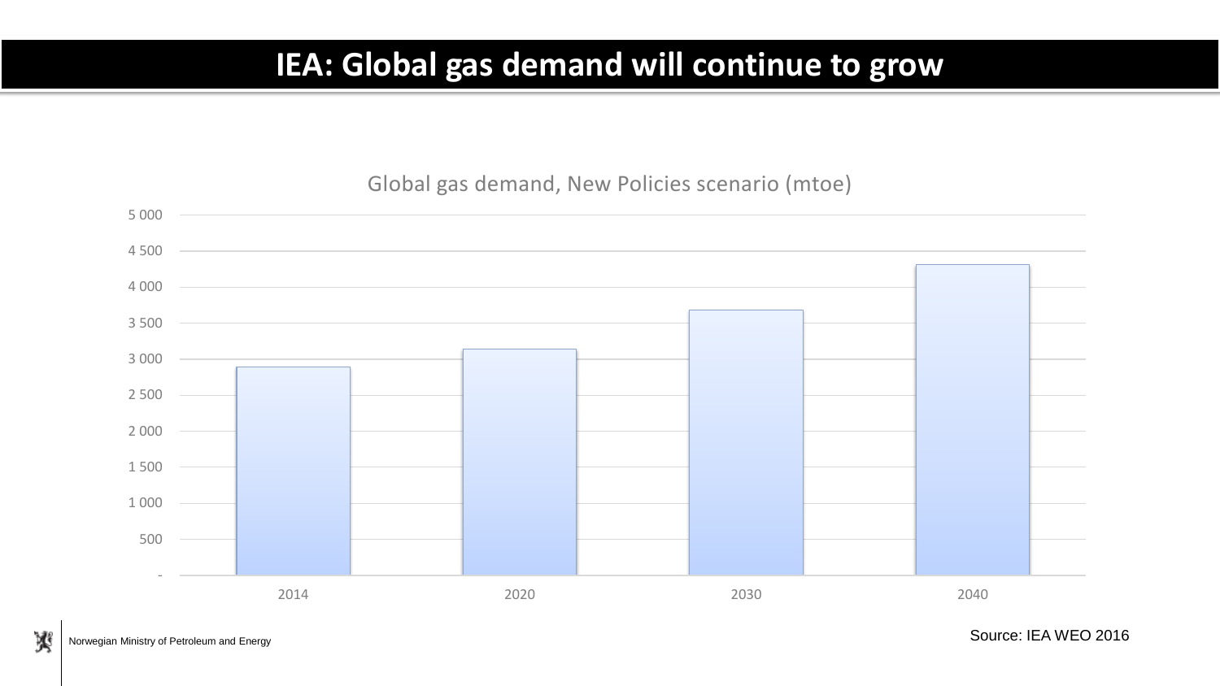# IEA: Global gas demand will continue to grow

Global gas demand, New Policies scenario (mtoe)

Source: IEA WEO 2016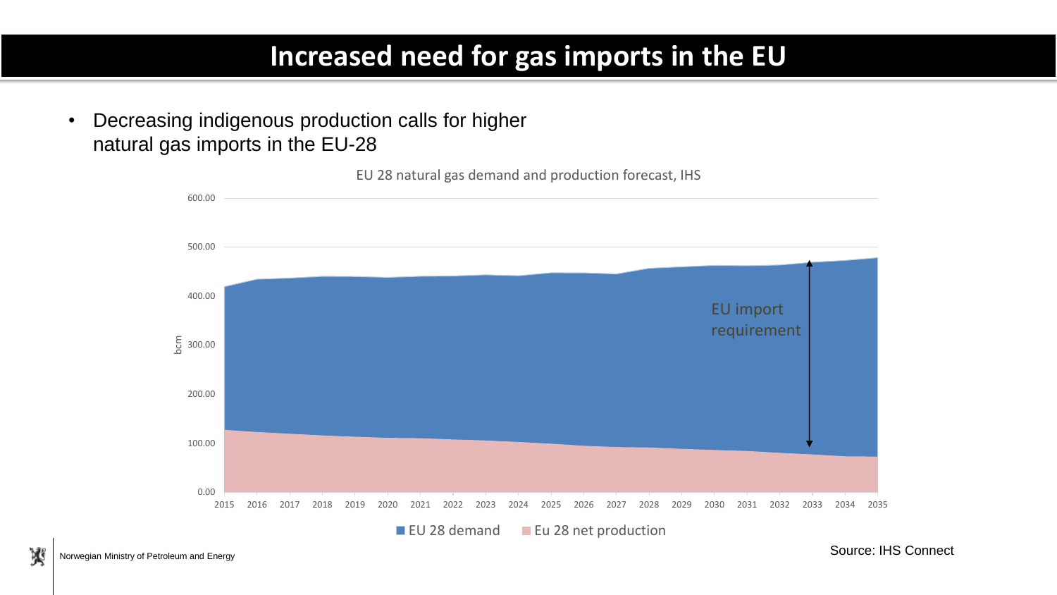# Increased need for gas imports in the EU

- Decreasing indigenous production calls for higher natural gas imports in the EU-28

EU 28 natural gas demand and production forecast, IHS

Source: IHS Connect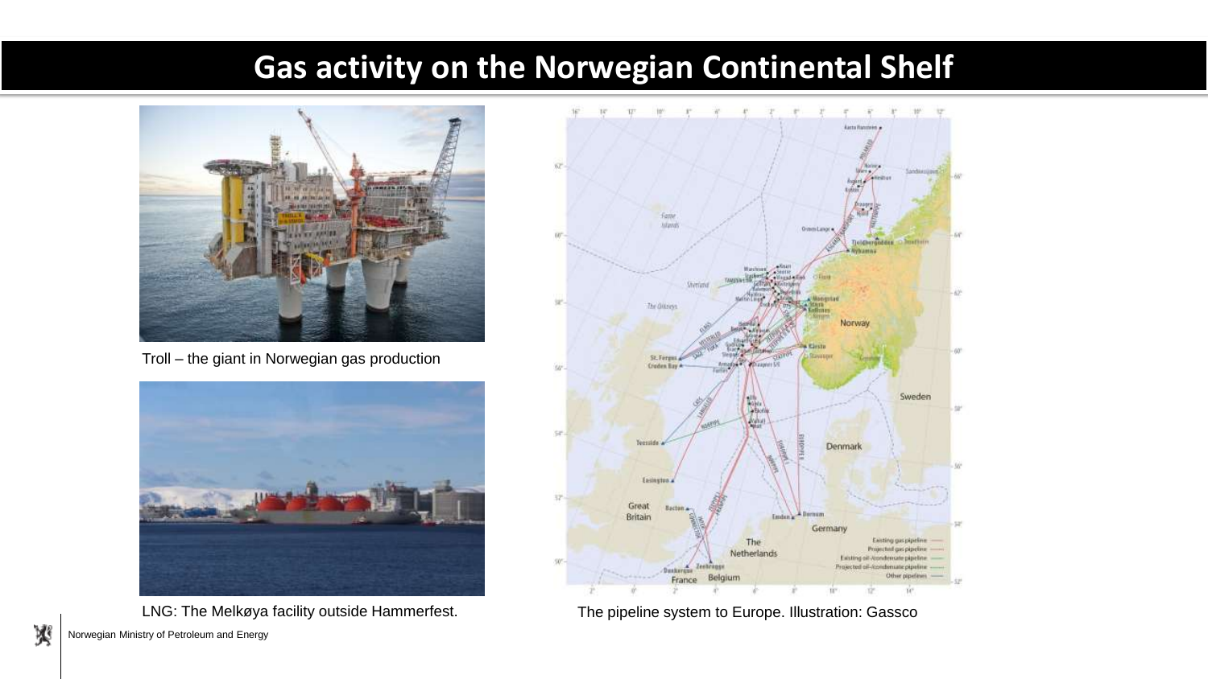# Gas activity on the Norwegian Continental Shelf

Troll – the giant in Norwegian gas production

LNG: The Melkøya facility outside Hammerfest.

The pipeline system to Europe. Illustration: Gassco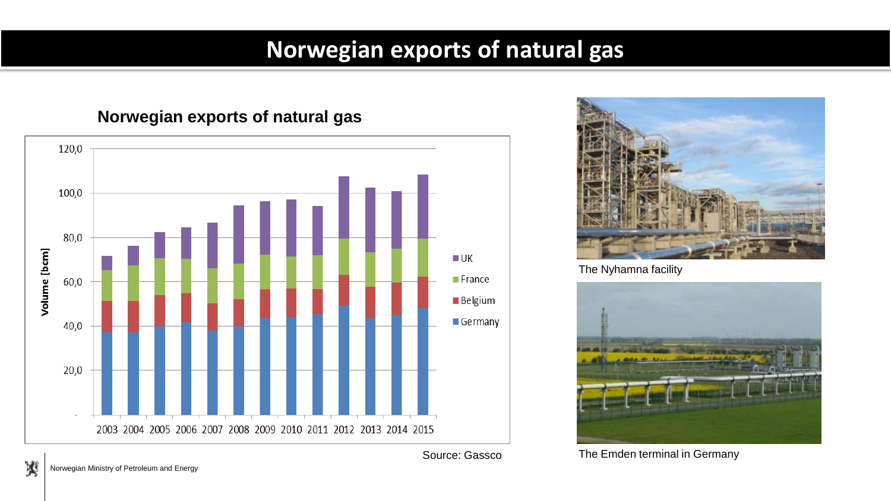# Norwegian exports of natural gas

## Norwegian exports of natural gas

Volume [bcm]

120,0
100,0
80,0
60,0
40,0
20,0
-

2003 2004 2005 2006 2007 2008 2009 2010 2011 2012 2013 2014 2015

UK
France
Belgium
Germany

Source: Gassco

The Nyhamna facility

The Emden terminal in Germany

Norwegian Ministry of Petroleum and Energy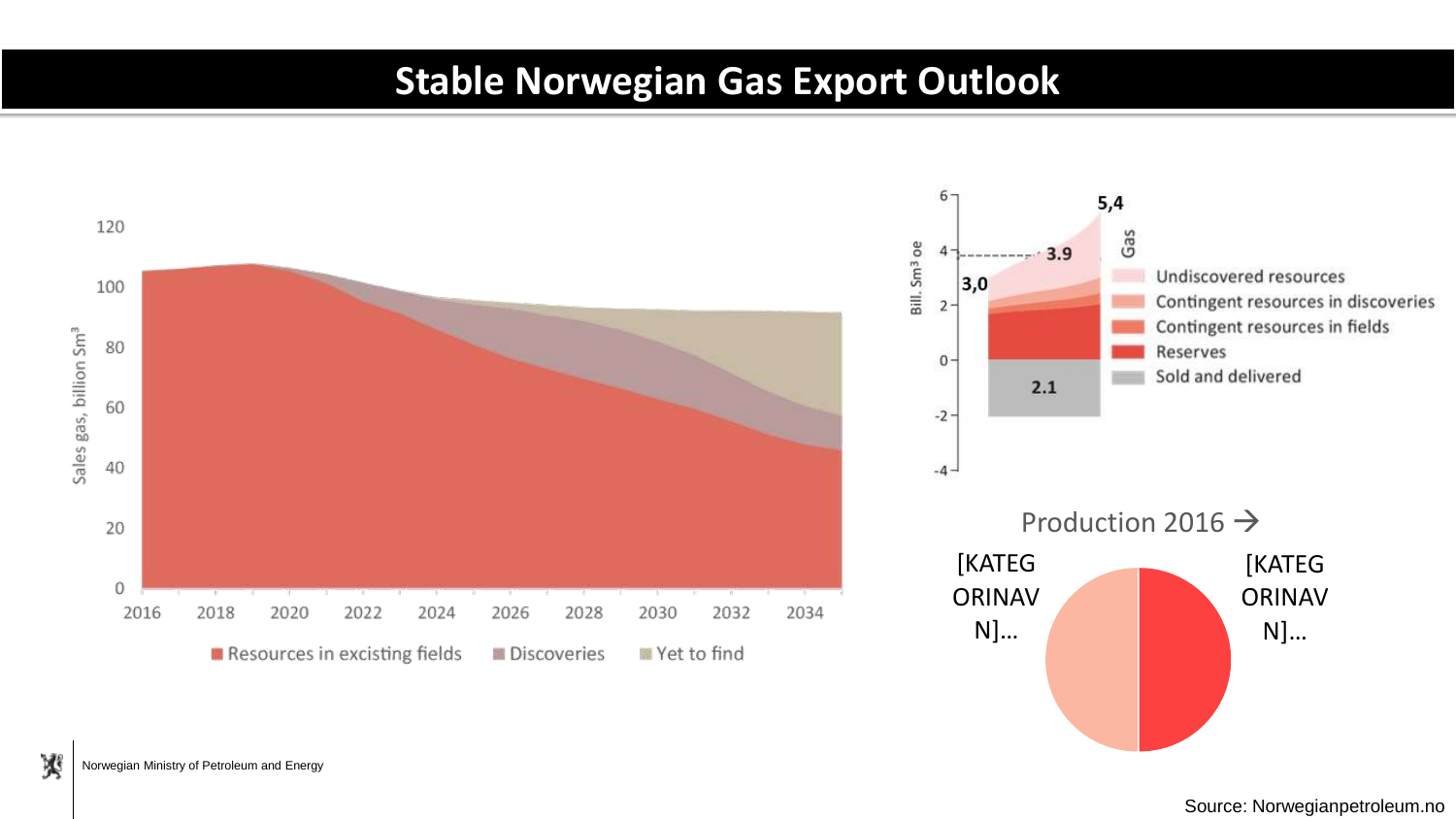# Stable Norwegian Gas Export Outlook

Sales gas, billion Sm³

120
100
80
60
40
20
0

2016 2018 2020 2022 2024 2026 2028 2030 2032 2034

Resources in excisting fields | Discoveries | Yet to find

Bill. Sm³ oe

6
4
2
0
-2
-4

Gas

5,4

3.9

3,0

2.1

Undiscovered resources
Contingent resources in discoveries
Contingent resources in fields
Reserves
Sold and delivered

Production 2016 →

[KATEGORINAVN]...

[KATEGORINAVN]...

Norwegian Ministry of Petroleum and Energy

Source: Norwegianpetroleum.no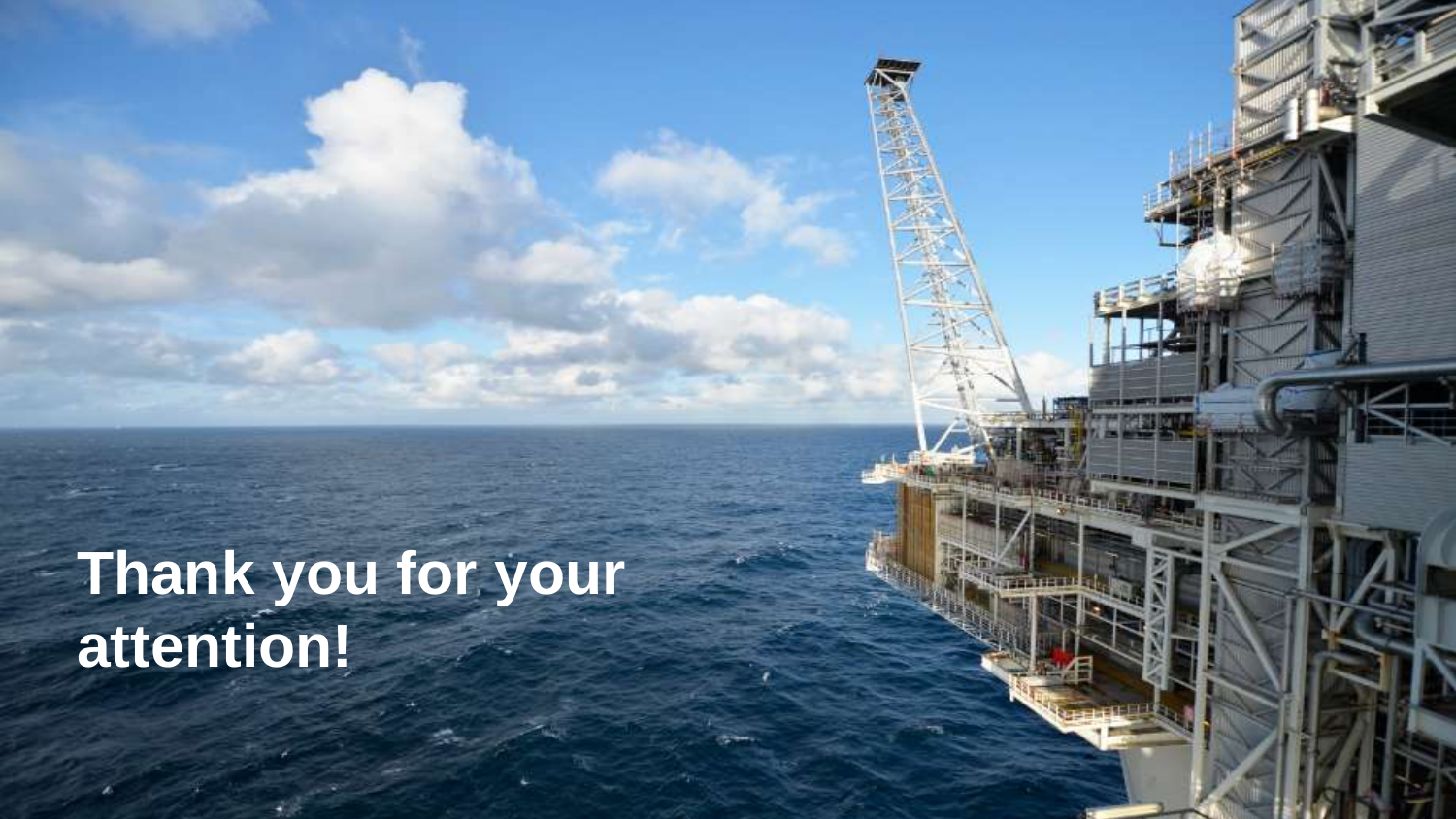**Thank you for your attention!**